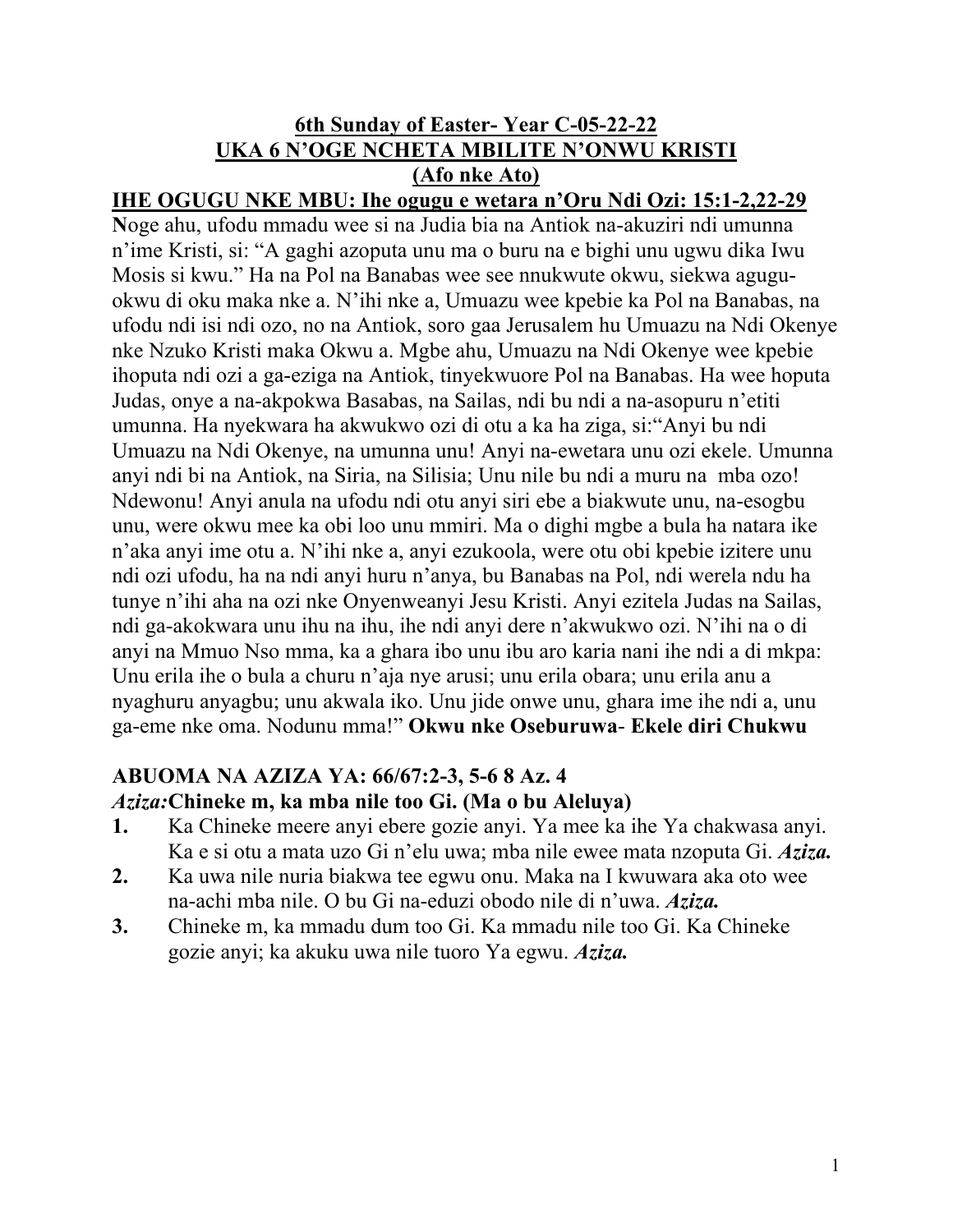**6th Sunday of Easter- Year C-05-22-22**

**UKA 6 N'OGE NCHETA MBILITE N'ONWU KRISTI**

**(Afo nke Ato)**

**IHE OGUGU NKE MBU: Ihe ogugu e wetara n'Oru Ndi Ozi: 15:1-2,22-29**

Noge ahu, ufodu mmadu wee si na Judia bia na Antiok na-akuziri ndi umunna n'ime Kristi, si: "A gaghi azoputa unu ma o buru na e bighi unu ugwu dika Iwu Mosis si kwu." Ha na Pol na Banabas wee see nnukwute okwu, siekwa agugu-okwu di oku maka nke a. N'ihi nke a, Umuazu wee kpebie ka Pol na Banabas, na ufodu ndi isi ndi ozo, no na Antiok, soro gaa Jerusalem hu Umuazu na Ndi Okenye nke Nzuko Kristi maka Okwu a. Mgbe ahu, Umuazu na Ndi Okenye wee kpebie ihoputa ndi ozi a ga-eziga na Antiok, tinyekwuore Pol na Banabas. Ha wee hoputa Judas, onye a na-akpokwa Basabas, na Sailas, ndi bu ndi a na-asopuru n'etiti umunna. Ha nyekwara ha akwukwo ozi di otu a ka ha ziga, si:"Anyi bu ndi Umuazu na Ndi Okenye, na umunna unu! Anyi na-ewetara unu ozi ekele. Umunna anyi ndi bi na Antiok, na Siria, na Silisia; Unu nile bu ndi a muru na mba ozo! Ndewonu! Anyi anula na ufodu ndi otu anyi siri ebe a biakwute unu, na-esogbu unu, were okwu mee ka obi loo unu mmiri. Ma o dighi mgbe a bula ha natara ike n'aka anyi ime otu a. N'ihi nke a, anyi ezukoola, were otu obi kpebie izitere unu ndi ozi ufodu, ha na ndi anyi huru n'anya, bu Banabas na Pol, ndi werela ndu ha tunye n'ihi aha na ozi nke Onyenweanyi Jesu Kristi. Anyi ezitela Judas na Sailas, ndi ga-akokwara unu ihu na ihu, ihe ndi anyi dere n'akwukwo ozi. N'ihi na o di anyi na Mmuo Nso mma, ka a ghara ibo unu ibu aro karia nani ihe ndi a di mkpa: Unu erila ihe o bula a churu n'aja nye arusi; unu erila obara; unu erila anu a nyaghuru anyagbu; unu akwala iko. Unu jide onwe unu, ghara ime ihe ndi a, unu ga-eme nke oma. Nodunu mma!" **Okwu nke Oseburuwa**- **Ekele diri Chukwu**

**ABUOMA NA AZIZA YA: 66/67:2-3, 5-6 8 Az. 4**

***Aziza:*Chineke m, ka mba nile too Gi. (Ma o bu Aleluya)**

1. Ka Chineke meere anyi ebere gozie anyi. Ya mee ka ihe Ya chakwasa anyi. Ka e si otu a mata uzo Gi n'elu uwa; mba nile ewee mata nzoputa Gi. ***Aziza.***
2. Ka uwa nile nuria biakwa tee egwu onu. Maka na I kwuwara aka oto wee na-achi mba nile. O bu Gi na-eduzi obodo nile di n'uwa. ***Aziza.***
3. Chineke m, ka mmadu dum too Gi. Ka mmadu nile too Gi. Ka Chineke gozie anyi; ka akuku uwa nile tuoro Ya egwu. ***Aziza.***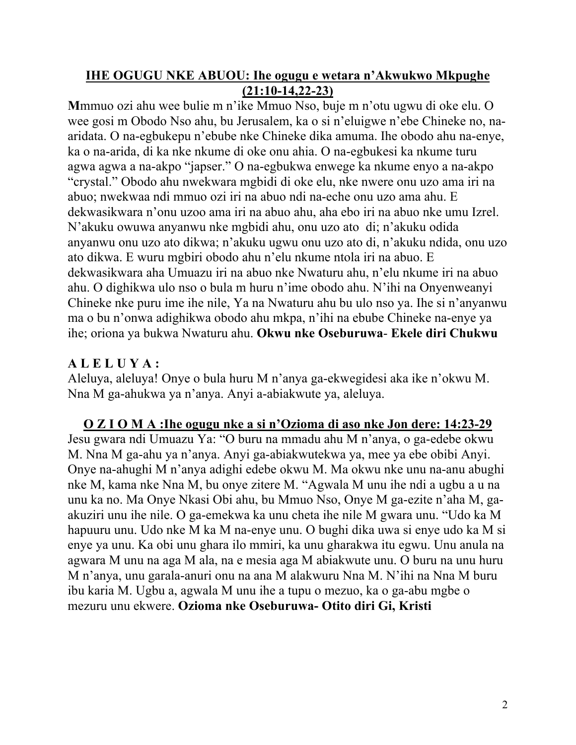## IHE OGUGU NKE ABUOU: Ihe ogugu e wetara n'Akwukwo Mkpughe (21:10-14,22-23)

**M**mmuo ozi ahu wee bulie m n'ike Mmuo Nso, buje m n'otu ugwu di oke elu. O wee gosi m Obodo Nso ahu, bu Jerusalem, ka o si n'eluigwe n'ebe Chineke no, na-aridata. O na-egbukepu n'ebube nke Chineke dika amuma. Ihe obodo ahu na-enye, ka o na-arida, di ka nke nkume di oke onu ahia. O na-egbukesi ka nkume turu agwa agwa a na-akpo "japser." O na-egbukwa enwege ka nkume enyo a na-akpo "crystal." Obodo ahu nwekwara mgbidi di oke elu, nke nwere onu uzo ama iri na abuo; nwekwaa ndi mmuo ozi iri na abuo ndi na-eche onu uzo ama ahu. E dekwasikwara n'onu uzoo ama iri na abuo ahu, aha ebo iri na abuo nke umu Izrel. N'akuku owuwa anyanwu nke mgbidi ahu, onu uzo ato di; n'akuku odida anyanwu onu uzo ato dikwa; n'akuku ugwu onu uzo ato di, n'akuku ndida, onu uzo ato dikwa. E wuru mgbiri obodo ahu n'elu nkume ntola iri na abuo. E dekwasikwara aha Umuazu iri na abuo nke Nwaturu ahu, n'elu nkume iri na abuo ahu. O dighikwa ulo nso o bula m huru n'ime obodo ahu. N'ihi na Onyenweanyi Chineke nke puru ime ihe nile, Ya na Nwaturu ahu bu ulo nso ya. Ihe si n'anyanwu ma o bu n'onwa adighikwa obodo ahu mkpa, n'ihi na ebube Chineke na-enye ya ihe; oriona ya bukwa Nwaturu ahu. **Okwu nke Oseburuwa**- **Ekele diri Chukwu**

**A L E L U Y A :**

Aleluya, aleluya! Onye o bula huru M n'anya ga-ekwegidesi aka ike n'okwu M. Nna M ga-ahukwa ya n'anya. Anyi a-abiakwute ya, aleluya.

## O Z I O M A :Ihe ogugu nke a si n'Ozioma di aso nke Jon dere: 14:23-29

Jesu gwara ndi Umuazu Ya: "O buru na mmadu ahu M n'anya, o ga-edebe okwu M. Nna M ga-ahu ya n'anya. Anyi ga-abiakwutekwa ya, mee ya ebe obibi Anyi. Onye na-ahughi M n'anya adighi edebe okwu M. Ma okwu nke unu na-anu abughi nke M, kama nke Nna M, bu onye zitere M. "Agwala M unu ihe ndi a ugbu a u na unu ka no. Ma Onye Nkasi Obi ahu, bu Mmuo Nso, Onye M ga-ezite n'aha M, ga-akuziri unu ihe nile. O ga-emekwa ka unu cheta ihe nile M gwara unu. "Udo ka M hapuuru unu. Udo nke M ka M na-enye unu. O bughi dika uwa si enye udo ka M si enye ya unu. Ka obi unu ghara ilo mmiri, ka unu gharakwa itu egwu. Unu anula na agwara M unu na aga M ala, na e mesia aga M abiakwute unu. O buru na unu huru M n'anya, unu garala-anuri onu na ana M alakwuru Nna M. N'ihi na Nna M buru ibu karia M. Ugbu a, agwala M unu ihe a tupu o mezuo, ka o ga-abu mgbe o mezuru unu ekwere. **Ozioma nke Oseburuwa- Otito diri Gi, Kristi**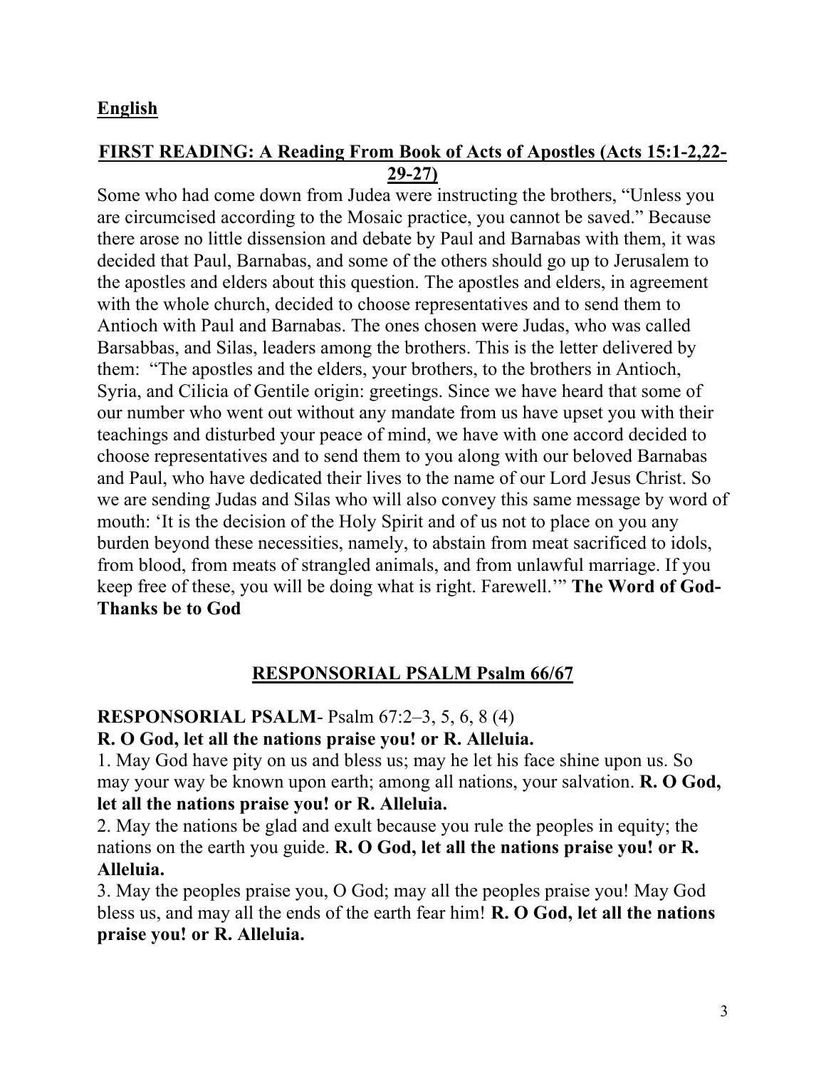**English**

## FIRST READING: A Reading From Book of Acts of Apostles (Acts 15:1-2,22-29-27)

Some who had come down from Judea were instructing the brothers, “Unless you are circumcised according to the Mosaic practice, you cannot be saved.” Because there arose no little dissension and debate by Paul and Barnabas with them, it was decided that Paul, Barnabas, and some of the others should go up to Jerusalem to the apostles and elders about this question. The apostles and elders, in agreement with the whole church, decided to choose representatives and to send them to Antioch with Paul and Barnabas. The ones chosen were Judas, who was called Barsabbas, and Silas, leaders among the brothers. This is the letter delivered by them: “The apostles and the elders, your brothers, to the brothers in Antioch, Syria, and Cilicia of Gentile origin: greetings. Since we have heard that some of our number who went out without any mandate from us have upset you with their teachings and disturbed your peace of mind, we have with one accord decided to choose representatives and to send them to you along with our beloved Barnabas and Paul, who have dedicated their lives to the name of our Lord Jesus Christ. So we are sending Judas and Silas who will also convey this same message by word of mouth: ‘It is the decision of the Holy Spirit and of us not to place on you any burden beyond these necessities, namely, to abstain from meat sacrificed to idols, from blood, from meats of strangled animals, and from unlawful marriage. If you keep free of these, you will be doing what is right. Farewell.’” **The Word of God-Thanks be to God**

## RESPONSORIAL PSALM Psalm 66/67

**RESPONSORIAL PSALM**- Psalm 67:2–3, 5, 6, 8 (4)

**R. O God, let all the nations praise you! or R. Alleluia.**

1. May God have pity on us and bless us; may he let his face shine upon us. So may your way be known upon earth; among all nations, your salvation. **R. O God, let all the nations praise you! or R. Alleluia.**
2. May the nations be glad and exult because you rule the peoples in equity; the nations on the earth you guide. **R. O God, let all the nations praise you! or R. Alleluia.**
3. May the peoples praise you, O God; may all the peoples praise you! May God bless us, and may all the ends of the earth fear him! **R. O God, let all the nations praise you! or R. Alleluia.**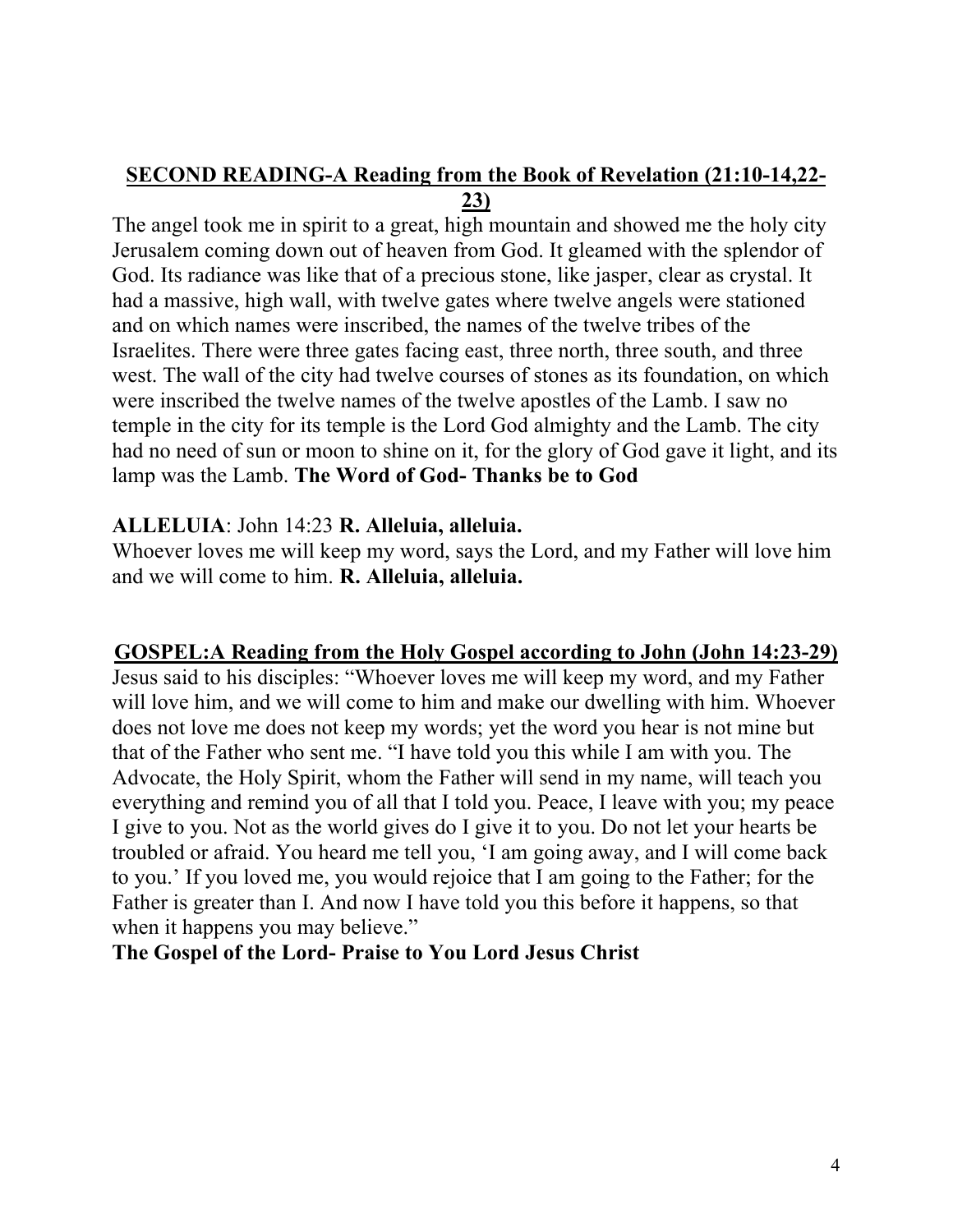## **SECOND READING-A Reading from the Book of Revelation (21:10-14,22-23)**

The angel took me in spirit to a great, high mountain and showed me the holy city Jerusalem coming down out of heaven from God. It gleamed with the splendor of God. Its radiance was like that of a precious stone, like jasper, clear as crystal. It had a massive, high wall, with twelve gates where twelve angels were stationed and on which names were inscribed, the names of the twelve tribes of the Israelites. There were three gates facing east, three north, three south, and three west. The wall of the city had twelve courses of stones as its foundation, on which were inscribed the twelve names of the twelve apostles of the Lamb. I saw no temple in the city for its temple is the Lord God almighty and the Lamb. The city had no need of sun or moon to shine on it, for the glory of God gave it light, and its lamp was the Lamb. **The Word of God- Thanks be to God**

**ALLELUIA**: John 14:23 **R. Alleluia, alleluia.**
Whoever loves me will keep my word, says the Lord, and my Father will love him and we will come to him. **R. Alleluia, alleluia.**

## **GOSPEL:A Reading from the Holy Gospel according to John (John 14:23-29)**

Jesus said to his disciples: "Whoever loves me will keep my word, and my Father will love him, and we will come to him and make our dwelling with him. Whoever does not love me does not keep my words; yet the word you hear is not mine but that of the Father who sent me. "I have told you this while I am with you. The Advocate, the Holy Spirit, whom the Father will send in my name, will teach you everything and remind you of all that I told you. Peace, I leave with you; my peace I give to you. Not as the world gives do I give it to you. Do not let your hearts be troubled or afraid. You heard me tell you, 'I am going away, and I will come back to you.' If you loved me, you would rejoice that I am going to the Father; for the Father is greater than I. And now I have told you this before it happens, so that when it happens you may believe."
**The Gospel of the Lord- Praise to You Lord Jesus Christ**